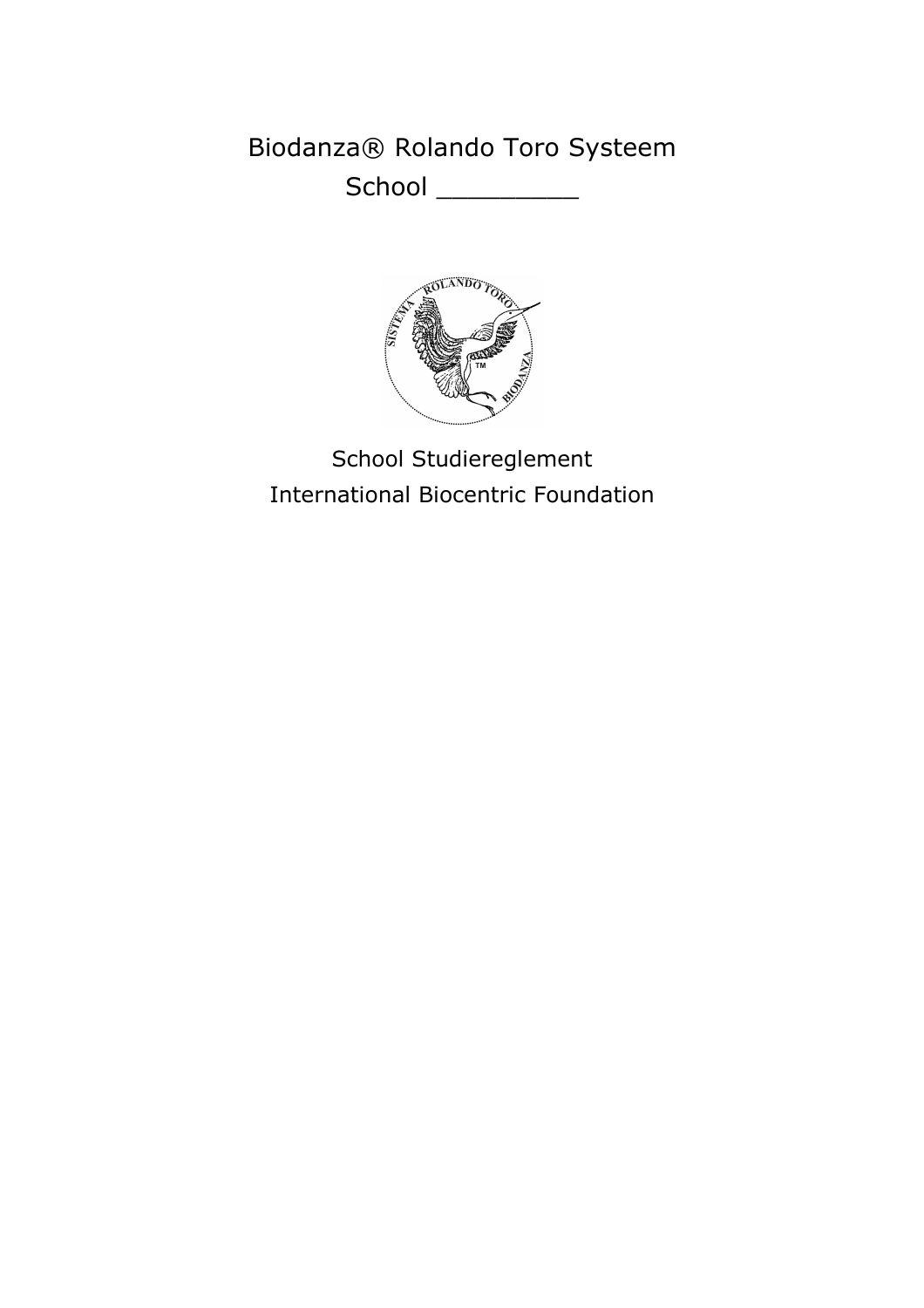# Biodanza® Rolando Toro Systeem

# School _________

School Studiereglement

International Biocentric Foundation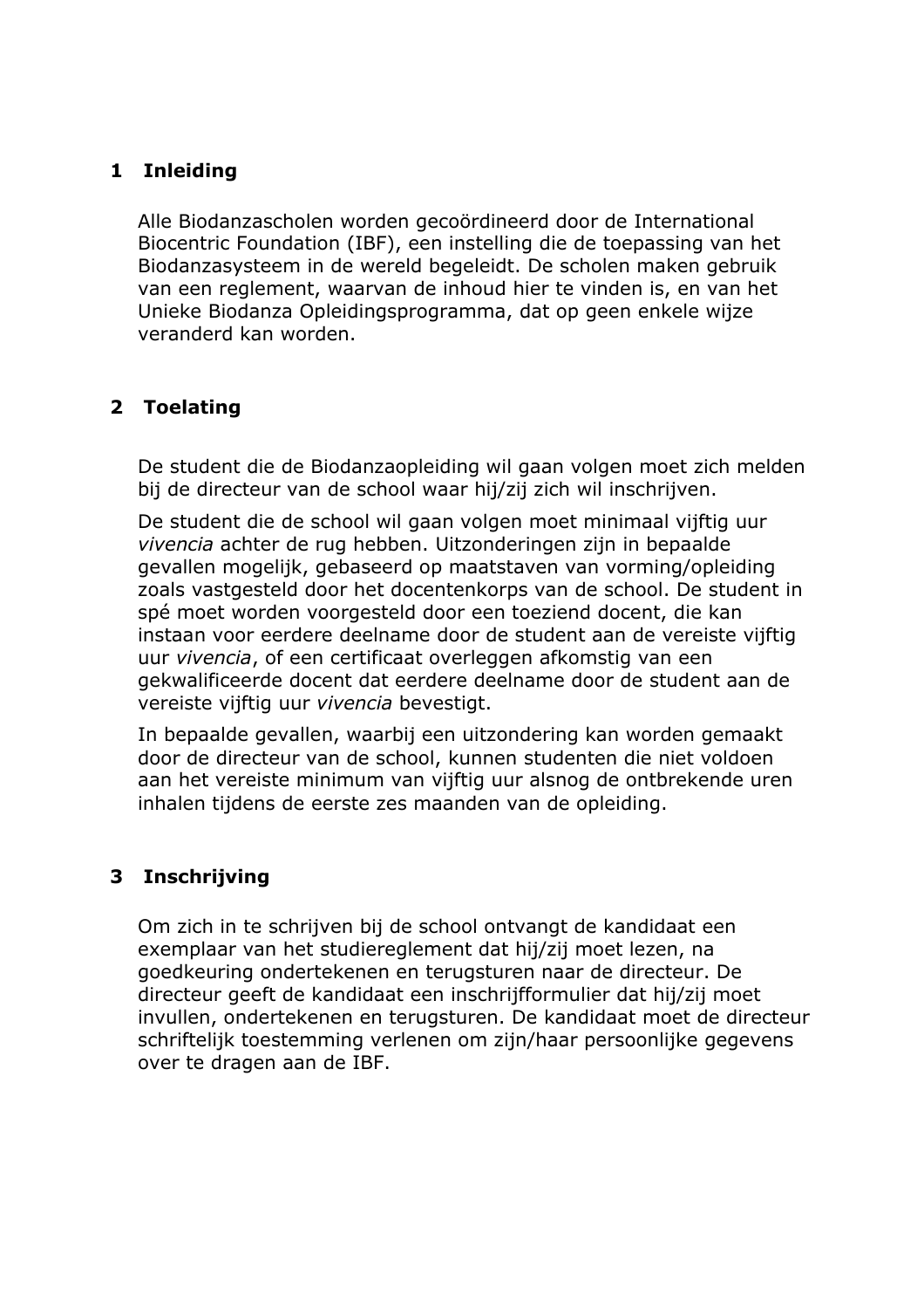## 1 Inleiding

Alle Biodanzascholen worden gecoördineerd door de International Biocentric Foundation (IBF), een instelling die de toepassing van het Biodanzasysteem in de wereld begeleidt. De scholen maken gebruik van een reglement, waarvan de inhoud hier te vinden is, en van het Unieke Biodanza Opleidingsprogramma, dat op geen enkele wijze veranderd kan worden.

## 2 Toelating

De student die de Biodanzaopleiding wil gaan volgen moet zich melden bij de directeur van de school waar hij/zij zich wil inschrijven.

De student die de school wil gaan volgen moet minimaal vijftig uur *vivencia* achter de rug hebben. Uitzonderingen zijn in bepaalde gevallen mogelijk, gebaseerd op maatstaven van vorming/opleiding zoals vastgesteld door het docentenkorps van de school. De student in spé moet worden voorgesteld door een toeziend docent, die kan instaan voor eerdere deelname door de student aan de vereiste vijftig uur *vivencia*, of een certificaat overleggen afkomstig van een gekwalificeerde docent dat eerdere deelname door de student aan de vereiste vijftig uur *vivencia* bevestigt.

In bepaalde gevallen, waarbij een uitzondering kan worden gemaakt door de directeur van de school, kunnen studenten die niet voldoen aan het vereiste minimum van vijftig uur alsnog de ontbrekende uren inhalen tijdens de eerste zes maanden van de opleiding.

## 3 Inschrijving

Om zich in te schrijven bij de school ontvangt de kandidaat een exemplaar van het studiereglement dat hij/zij moet lezen, na goedkeuring ondertekenen en terugsturen naar de directeur. De directeur geeft de kandidaat een inschrijfformulier dat hij/zij moet invullen, ondertekenen en terugsturen. De kandidaat moet de directeur schriftelijk toestemming verlenen om zijn/haar persoonlijke gegevens over te dragen aan de IBF.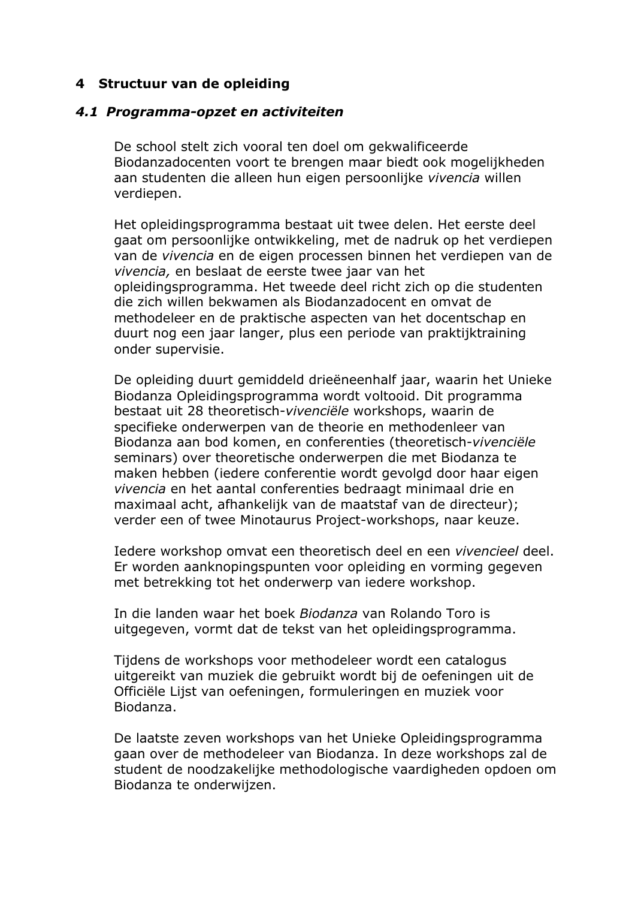# 4 Structuur van de opleiding

## *4.1 Programma-opzet en activiteiten*

De school stelt zich vooral ten doel om gekwalificeerde Biodanzadocenten voort te brengen maar biedt ook mogelijkheden aan studenten die alleen hun eigen persoonlijke *vivencia* willen verdiepen.

Het opleidingsprogramma bestaat uit twee delen. Het eerste deel gaat om persoonlijke ontwikkeling, met de nadruk op het verdiepen van de *vivencia* en de eigen processen binnen het verdiepen van de *vivencia,* en beslaat de eerste twee jaar van het opleidingsprogramma. Het tweede deel richt zich op die studenten die zich willen bekwamen als Biodanzadocent en omvat de methodeleer en de praktische aspecten van het docentschap en duurt nog een jaar langer, plus een periode van praktijktraining onder supervisie.

De opleiding duurt gemiddeld drieëneenhalf jaar, waarin het Unieke Biodanza Opleidingsprogramma wordt voltooid. Dit programma bestaat uit 28 theoretisch-*vivenciële* workshops, waarin de specifieke onderwerpen van de theorie en methodenleer van Biodanza aan bod komen, en conferenties (theoretisch-*vivenciële* seminars) over theoretische onderwerpen die met Biodanza te maken hebben (iedere conferentie wordt gevolgd door haar eigen *vivencia* en het aantal conferenties bedraagt minimaal drie en maximaal acht, afhankelijk van de maatstaf van de directeur); verder een of twee Minotaurus Project-workshops, naar keuze.

Iedere workshop omvat een theoretisch deel en een *vivencieel* deel. Er worden aanknopingspunten voor opleiding en vorming gegeven met betrekking tot het onderwerp van iedere workshop.

In die landen waar het boek *Biodanza* van Rolando Toro is uitgegeven, vormt dat de tekst van het opleidingsprogramma.

Tijdens de workshops voor methodeleer wordt een catalogus uitgereikt van muziek die gebruikt wordt bij de oefeningen uit de Officiële Lijst van oefeningen, formuleringen en muziek voor Biodanza.

De laatste zeven workshops van het Unieke Opleidingsprogramma gaan over de methodeleer van Biodanza. In deze workshops zal de student de noodzakelijke methodologische vaardigheden opdoen om Biodanza te onderwijzen.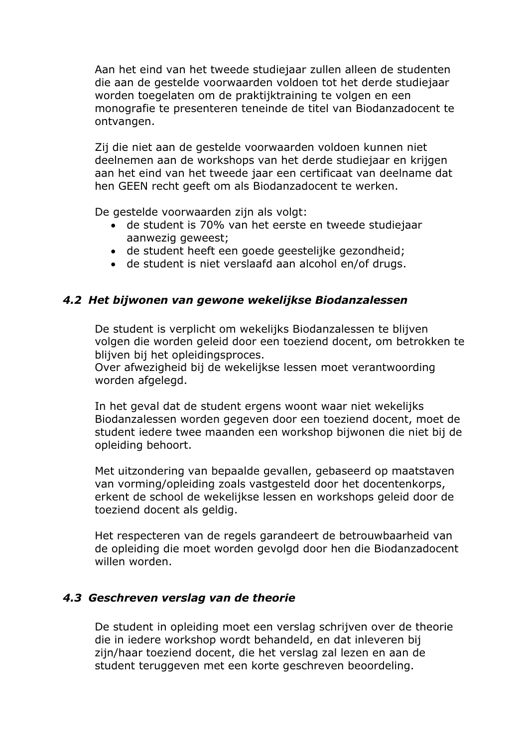Aan het eind van het tweede studiejaar zullen alleen de studenten die aan de gestelde voorwaarden voldoen tot het derde studiejaar worden toegelaten om de praktijktraining te volgen en een monografie te presenteren teneinde de titel van Biodanzadocent te ontvangen.

Zij die niet aan de gestelde voorwaarden voldoen kunnen niet deelnemen aan de workshops van het derde studiejaar en krijgen aan het eind van het tweede jaar een certificaat van deelname dat hen GEEN recht geeft om als Biodanzadocent te werken.

De gestelde voorwaarden zijn als volgt:

- de student is 70% van het eerste en tweede studiejaar aanwezig geweest;
- de student heeft een goede geestelijke gezondheid;
- de student is niet verslaafd aan alcohol en/of drugs.

### *4.2 Het bijwonen van gewone wekelijkse Biodanzalessen*

De student is verplicht om wekelijks Biodanzalessen te blijven volgen die worden geleid door een toeziend docent, om betrokken te blijven bij het opleidingsproces.
Over afwezigheid bij de wekelijkse lessen moet verantwoording worden afgelegd.

In het geval dat de student ergens woont waar niet wekelijks Biodanzalessen worden gegeven door een toeziend docent, moet de student iedere twee maanden een workshop bijwonen die niet bij de opleiding behoort.

Met uitzondering van bepaalde gevallen, gebaseerd op maatstaven van vorming/opleiding zoals vastgesteld door het docentenkorps, erkent de school de wekelijkse lessen en workshops geleid door de toeziend docent als geldig.

Het respecteren van de regels garandeert de betrouwbaarheid van de opleiding die moet worden gevolgd door hen die Biodanzadocent willen worden.

### *4.3 Geschreven verslag van de theorie*

De student in opleiding moet een verslag schrijven over de theorie die in iedere workshop wordt behandeld, en dat inleveren bij zijn/haar toeziend docent, die het verslag zal lezen en aan de student teruggeven met een korte geschreven beoordeling.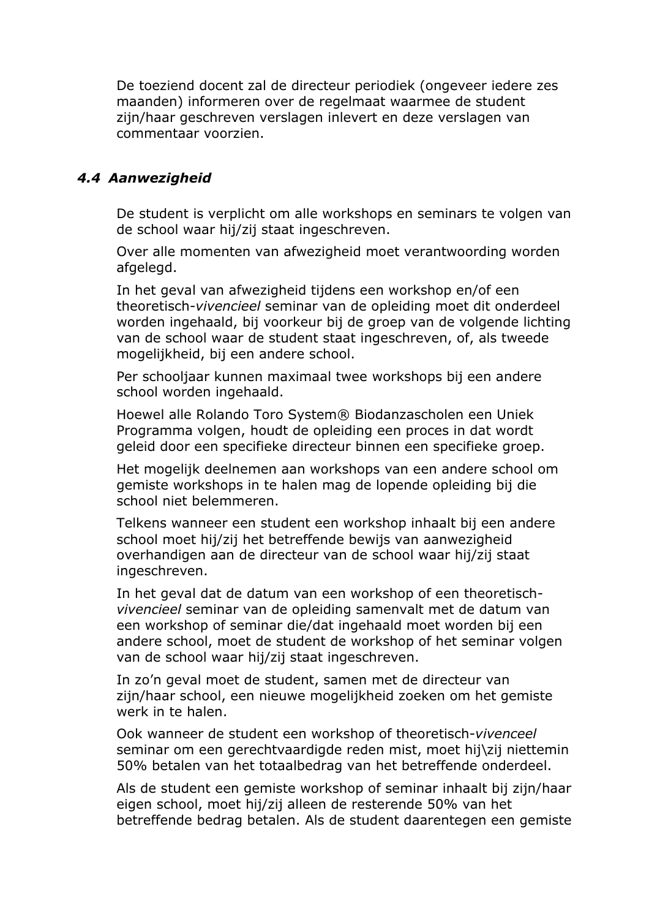De toeziend docent zal de directeur periodiek (ongeveer iedere zes maanden) informeren over de regelmaat waarmee de student zijn/haar geschreven verslagen inlevert en deze verslagen van commentaar voorzien.

### *4.4 Aanwezigheid*

De student is verplicht om alle workshops en seminars te volgen van de school waar hij/zij staat ingeschreven.

Over alle momenten van afwezigheid moet verantwoording worden afgelegd.

In het geval van afwezigheid tijdens een workshop en/of een theoretisch-*vivenciel* seminar van de opleiding moet dit onderdeel worden ingehaald, bij voorkeur bij de groep van de volgende lichting van de school waar de student staat ingeschreven, of, als tweede mogelijkheid, bij een andere school.

Per schooljaar kunnen maximaal twee workshops bij een andere school worden ingehaald.

Hoewel alle Rolando Toro System® Biodanzascholen een Uniek Programma volgen, houdt de opleiding een proces in dat wordt geleid door een specifieke directeur binnen een specifieke groep.

Het mogelijk deelnemen aan workshops van een andere school om gemiste workshops in te halen mag de lopende opleiding bij die school niet belemmeren.

Telkens wanneer een student een workshop inhaalt bij een andere school moet hij/zij het betreffende bewijs van aanwezigheid overhandigen aan de directeur van de school waar hij/zij staat ingeschreven.

In het geval dat de datum van een workshop of een theoretisch-*vivencieel* seminar van de opleiding samenvalt met de datum van een workshop of seminar die/dat ingehaald moet worden bij een andere school, moet de student de workshop of het seminar volgen van de school waar hij/zij staat ingeschreven.

In zo'n geval moet de student, samen met de directeur van zijn/haar school, een nieuwe mogelijkheid zoeken om het gemiste werk in te halen.

Ook wanneer de student een workshop of theoretisch-*vivenceel* seminar om een gerechtvaardigde reden mist, moet hij\zij niettemin 50% betalen van het totaalbedrag van het betreffende onderdeel.

Als de student een gemiste workshop of seminar inhaalt bij zijn/haar eigen school, moet hij/zij alleen de resterende 50% van het betreffende bedrag betalen. Als de student daarentegen een gemiste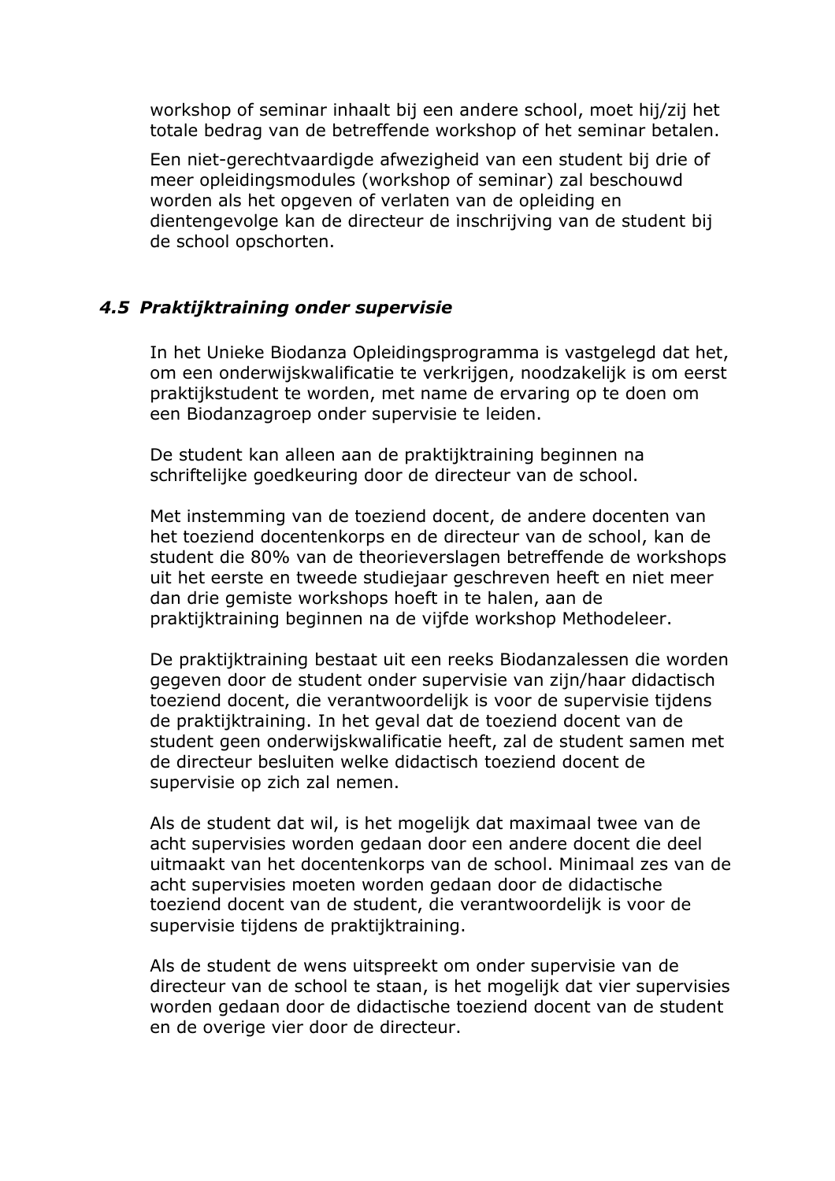workshop of seminar inhaalt bij een andere school, moet hij/zij het totale bedrag van de betreffende workshop of het seminar betalen.

Een niet-gerechtvaardigde afwezigheid van een student bij drie of meer opleidingsmodules (workshop of seminar) zal beschouwd worden als het opgeven of verlaten van de opleiding en dientengevolge kan de directeur de inschrijving van de student bij de school opschorten.

### *4.5 Praktijktraining onder supervisie*

In het Unieke Biodanza Opleidingsprogramma is vastgelegd dat het, om een onderwijskwalificatie te verkrijgen, noodzakelijk is om eerst praktijkstudent te worden, met name de ervaring op te doen om een Biodanzagroep onder supervisie te leiden.

De student kan alleen aan de praktijktraining beginnen na schriftelijke goedkeuring door de directeur van de school.

Met instemming van de toeziend docent, de andere docenten van het toeziend docentenkorps en de directeur van de school, kan de student die 80% van de theorieverslagen betreffende de workshops uit het eerste en tweede studiejaar geschreven heeft en niet meer dan drie gemiste workshops hoeft in te halen, aan de praktijktraining beginnen na de vijfde workshop Methodeleer.

De praktijktraining bestaat uit een reeks Biodanzalessen die worden gegeven door de student onder supervisie van zijn/haar didactisch toeziend docent, die verantwoordelijk is voor de supervisie tijdens de praktijktraining. In het geval dat de toeziend docent van de student geen onderwijskwalificatie heeft, zal de student samen met de directeur besluiten welke didactisch toeziend docent de supervisie op zich zal nemen.

Als de student dat wil, is het mogelijk dat maximaal twee van de acht supervisies worden gedaan door een andere docent die deel uitmaakt van het docentenkorps van de school. Minimaal zes van de acht supervisies moeten worden gedaan door de didactische toeziend docent van de student, die verantwoordelijk is voor de supervisie tijdens de praktijktraining.

Als de student de wens uitspreekt om onder supervisie van de directeur van de school te staan, is het mogelijk dat vier supervisies worden gedaan door de didactische toeziend docent van de student en de overige vier door de directeur.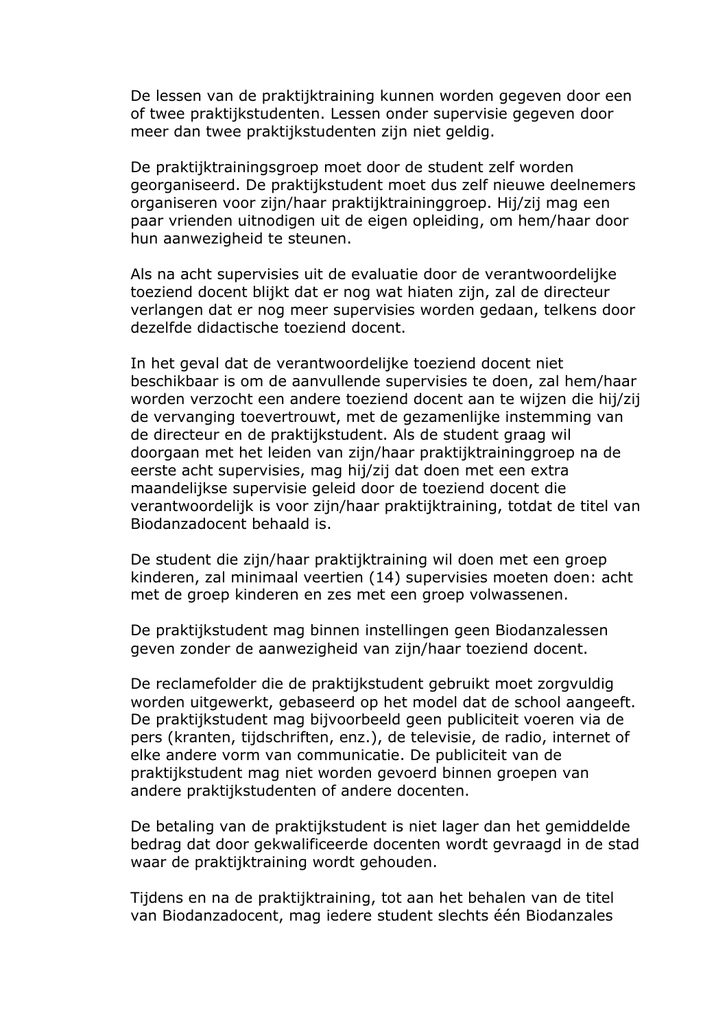De lessen van de praktijktraining kunnen worden gegeven door een of twee praktijkstudenten. Lessen onder supervisie gegeven door meer dan twee praktijkstudenten zijn niet geldig.

De praktijktrainingsgroep moet door de student zelf worden georganiseerd. De praktijkstudent moet dus zelf nieuwe deelnemers organiseren voor zijn/haar praktijktraininggroep. Hij/zij mag een paar vrienden uitnodigen uit de eigen opleiding, om hem/haar door hun aanwezigheid te steunen.

Als na acht supervisies uit de evaluatie door de verantwoordelijke toeziend docent blijkt dat er nog wat hiaten zijn, zal de directeur verlangen dat er nog meer supervisies worden gedaan, telkens door dezelfde didactische toeziend docent.

In het geval dat de verantwoordelijke toeziend docent niet beschikbaar is om de aanvullende supervisies te doen, zal hem/haar worden verzocht een andere toeziend docent aan te wijzen die hij/zij de vervanging toevertrouwt, met de gezamenlijke instemming van de directeur en de praktijkstudent. Als de student graag wil doorgaan met het leiden van zijn/haar praktijktraininggroep na de eerste acht supervisies, mag hij/zij dat doen met een extra maandelijkse supervisie geleid door de toeziend docent die verantwoordelijk is voor zijn/haar praktijktraining, totdat de titel van Biodanzadocent behaald is.

De student die zijn/haar praktijktraining wil doen met een groep kinderen, zal minimaal veertien (14) supervisies moeten doen: acht met de groep kinderen en zes met een groep volwassenen.

De praktijkstudent mag binnen instellingen geen Biodanzalessen geven zonder de aanwezigheid van zijn/haar toeziend docent.

De reclamefolder die de praktijkstudent gebruikt moet zorgvuldig worden uitgewerkt, gebaseerd op het model dat de school aangeeft. De praktijkstudent mag bijvoorbeeld geen publiciteit voeren via de pers (kranten, tijdschriften, enz.), de televisie, de radio, internet of elke andere vorm van communicatie. De publiciteit van de praktijkstudent mag niet worden gevoerd binnen groepen van andere praktijkstudenten of andere docenten.

De betaling van de praktijkstudent is niet lager dan het gemiddelde bedrag dat door gekwalificeerde docenten wordt gevraagd in de stad waar de praktijktraining wordt gehouden.

Tijdens en na de praktijktraining, tot aan het behalen van de titel van Biodanzadocent, mag iedere student slechts één Biodanzales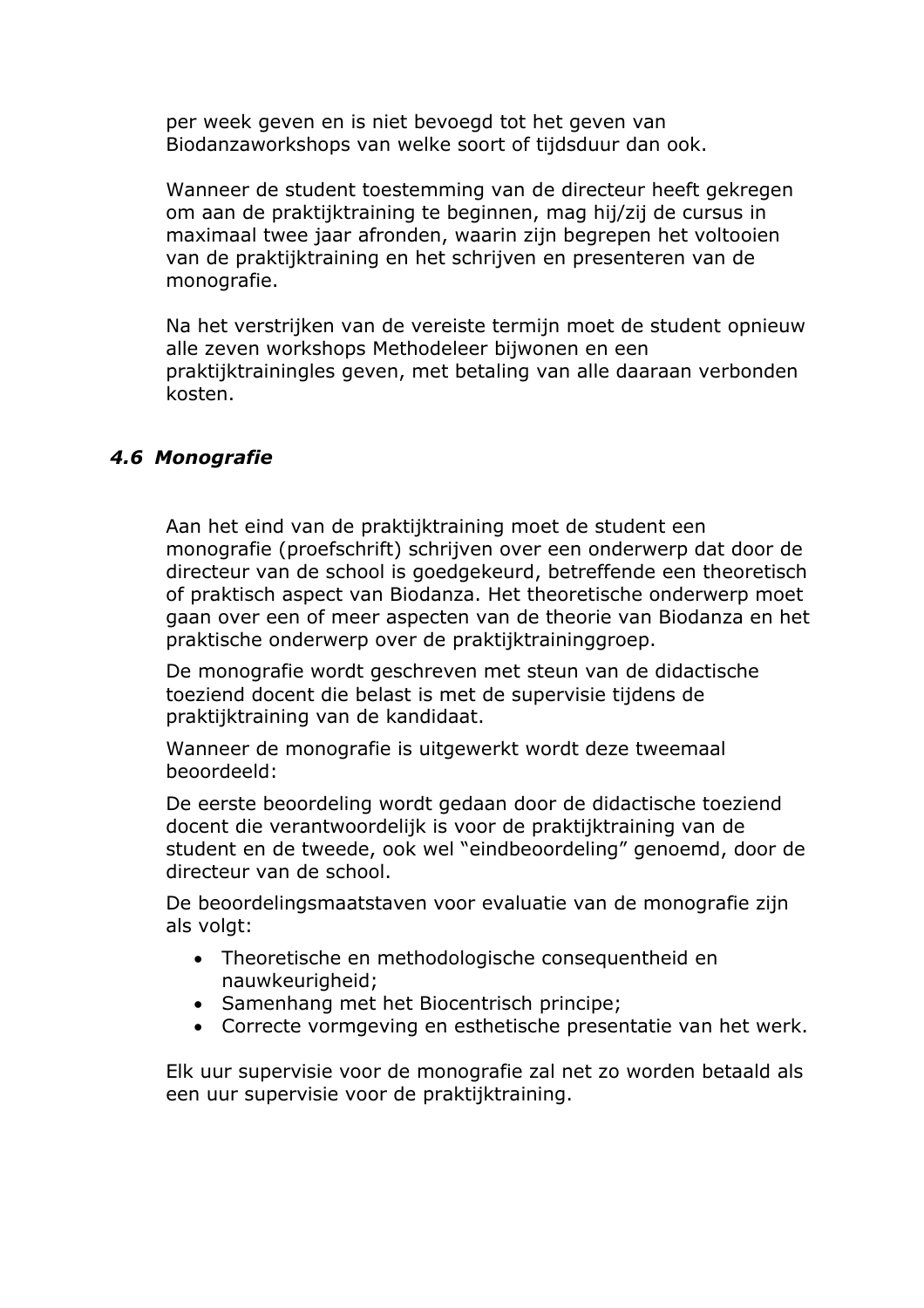per week geven en is niet bevoegd tot het geven van Biodanzaworkshops van welke soort of tijdsduur dan ook.

Wanneer de student toestemming van de directeur heeft gekregen om aan de praktijktraining te beginnen, mag hij/zij de cursus in maximaal twee jaar afronden, waarin zijn begrepen het voltooien van de praktijktraining en het schrijven en presenteren van de monografie.

Na het verstrijken van de vereiste termijn moet de student opnieuw alle zeven workshops Methodeleer bijwonen en een praktijktrainingles geven, met betaling van alle daaraan verbonden kosten.

### *4.6 Monografie*

Aan het eind van de praktijktraining moet de student een monografie (proefschrift) schrijven over een onderwerp dat door de directeur van de school is goedgekeurd, betreffende een theoretisch of praktisch aspect van Biodanza. Het theoretische onderwerp moet gaan over een of meer aspecten van de theorie van Biodanza en het praktische onderwerp over de praktijktraininggroep.

De monografie wordt geschreven met steun van de didactische toeziend docent die belast is met de supervisie tijdens de praktijktraining van de kandidaat.

Wanneer de monografie is uitgewerkt wordt deze tweemaal beoordeeld:

De eerste beoordeling wordt gedaan door de didactische toeziend docent die verantwoordelijk is voor de praktijktraining van de student en de tweede, ook wel "eindbeoordeling" genoemd, door de directeur van de school.

De beoordelingsmaatstaven voor evaluatie van de monografie zijn als volgt:

- Theoretische en methodologische consequentheid en nauwkeurigheid;
- Samenhang met het Biocentrisch principe;
- Correcte vormgeving en esthetische presentatie van het werk.

Elk uur supervisie voor de monografie zal net zo worden betaald als een uur supervisie voor de praktijktraining.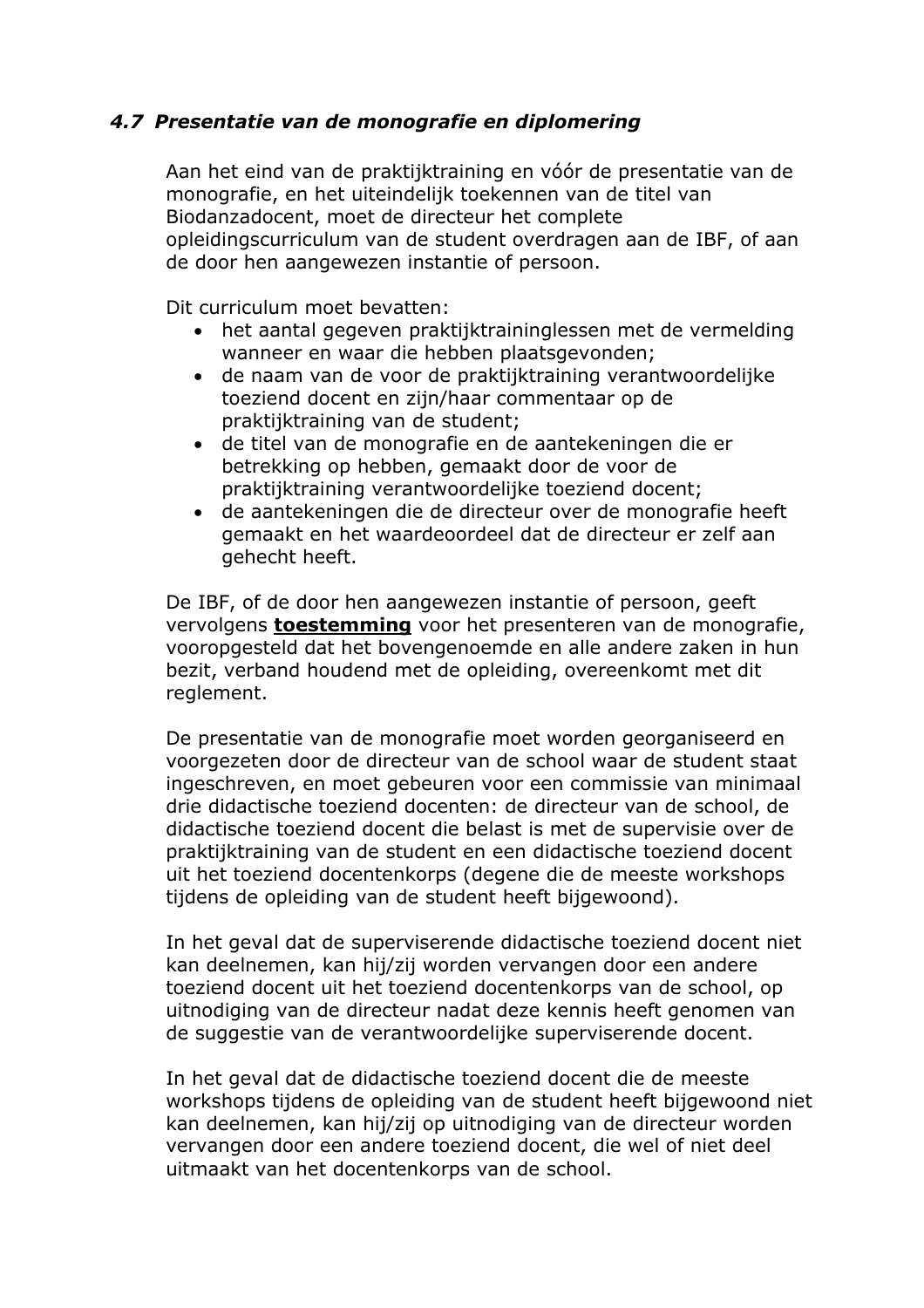### *4.7 Presentatie van de monografie en diplomering*

Aan het eind van de praktijktraining en vóór de presentatie van de monografie, en het uiteindelijk toekennen van de titel van Biodanzadocent, moet de directeur het complete opleidingscurriculum van de student overdragen aan de IBF, of aan de door hen aangewezen instantie of persoon.

Dit curriculum moet bevatten:

- het aantal gegeven praktijktraininglessen met de vermelding wanneer en waar die hebben plaatsgevonden;
- de naam van de voor de praktijktraining verantwoordelijke toeziend docent en zijn/haar commentaar op de praktijktraining van de student;
- de titel van de monografie en de aantekeningen die er betrekking op hebben, gemaakt door de voor de praktijktraining verantwoordelijke toeziend docent;
- de aantekeningen die de directeur over de monografie heeft gemaakt en het waardeoordeel dat de directeur er zelf aan gehecht heeft.

De IBF, of de door hen aangewezen instantie of persoon, geeft vervolgens **toestemming** voor het presenteren van de monografie, vooropgesteld dat het bovengenoemde en alle andere zaken in hun bezit, verband houdend met de opleiding, overeenkomt met dit reglement.

De presentatie van de monografie moet worden georganiseerd en voorgezeten door de directeur van de school waar de student staat ingeschreven, en moet gebeuren voor een commissie van minimaal drie didactische toeziend docenten: de directeur van de school, de didactische toeziend docent die belast is met de supervisie over de praktijktraining van de student en een didactische toeziend docent uit het toeziend docentenkorps (degene die de meeste workshops tijdens de opleiding van de student heeft bijgewoond).

In het geval dat de superviserende didactische toeziend docent niet kan deelnemen, kan hij/zij worden vervangen door een andere toeziend docent uit het toeziend docentenkorps van de school, op uitnodiging van de directeur nadat deze kennis heeft genomen van de suggestie van de verantwoordelijke superviserende docent.

In het geval dat de didactische toeziend docent die de meeste workshops tijdens de opleiding van de student heeft bijgewoond niet kan deelnemen, kan hij/zij op uitnodiging van de directeur worden vervangen door een andere toeziend docent, die wel of niet deel uitmaakt van het docentenkorps van de school.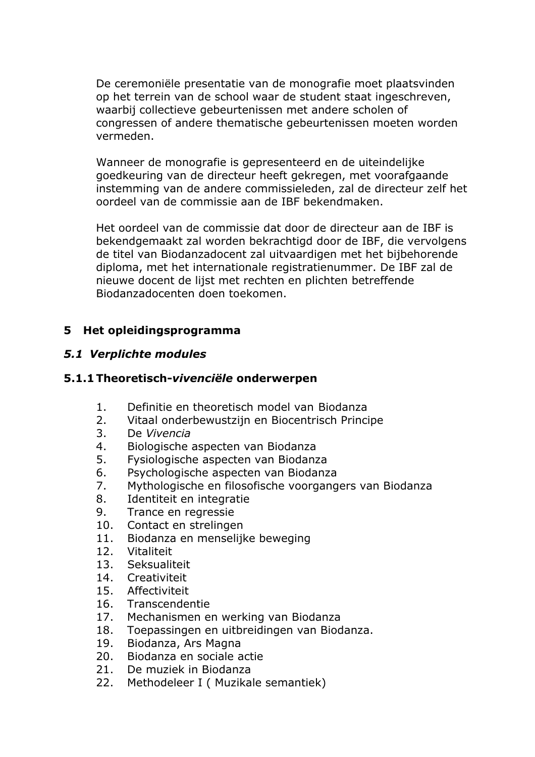De ceremoniële presentatie van de monografie moet plaatsvinden op het terrein van de school waar de student staat ingeschreven, waarbij collectieve gebeurtenissen met andere scholen of congressen of andere thematische gebeurtenissen moeten worden vermeden.

Wanneer de monografie is gepresenteerd en de uiteindelijke goedkeuring van de directeur heeft gekregen, met voorafgaande instemming van de andere commissieleden, zal de directeur zelf het oordeel van de commissie aan de IBF bekendmaken.

Het oordeel van de commissie dat door de directeur aan de IBF is bekendgemaakt zal worden bekrachtigd door de IBF, die vervolgens de titel van Biodanzadocent zal uitvaardigen met het bijbehorende diploma, met het internationale registratienummer. De IBF zal de nieuwe docent de lijst met rechten en plichten betreffende Biodanzadocenten doen toekomen.

## 5 Het opleidingsprogramma

### *5.1 Verplichte modules*

#### 5.1.1 Theoretisch-*vivenciële* onderwerpen

1. Definitie en theoretisch model van Biodanza
2. Vitaal onderbewustzijn en Biocentrisch Principe
3. De *Vivencia*
4. Biologische aspecten van Biodanza
5. Fysiologische aspecten van Biodanza
6. Psychologische aspecten van Biodanza
7. Mythologische en filosofische voorgangers van Biodanza
8. Identiteit en integratie
9. Trance en regressie
10. Contact en strelingen
11. Biodanza en menselijke beweging
12. Vitaliteit
13. Seksualiteit
14. Creativiteit
15. Affectiviteit
16. Transcendentie
17. Mechanismen en werking van Biodanza
18. Toepassingen en uitbreidingen van Biodanza.
19. Biodanza, Ars Magna
20. Biodanza en sociale actie
21. De muziek in Biodanza
22. Methodeleer I ( Muzikale semantiek)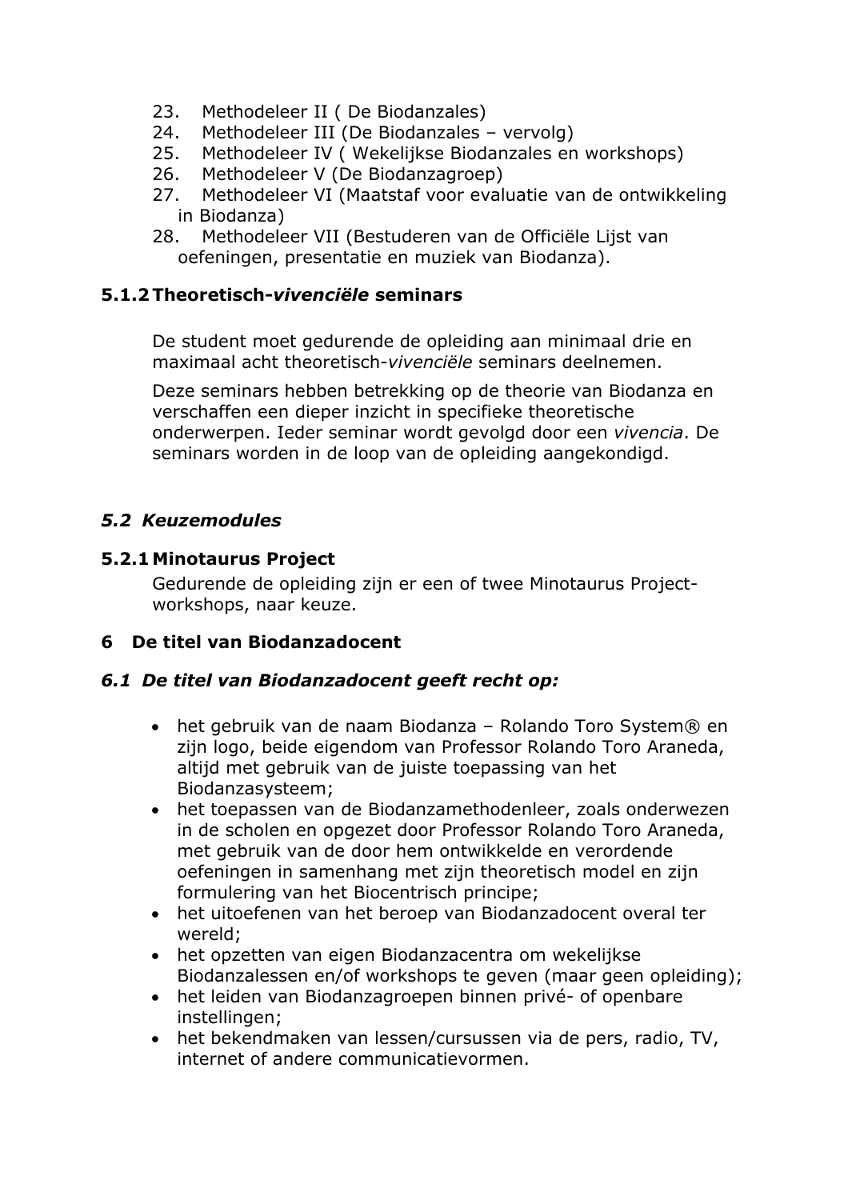23. Methodeleer II ( De Biodanzales)
24. Methodeleer III (De Biodanzales – vervolg)
25. Methodeleer IV ( Wekelijkse Biodanzales en workshops)
26. Methodeleer V (De Biodanzagroep)
27. Methodeleer VI (Maatstaf voor evaluatie van de ontwikkeling in Biodanza)
28. Methodeleer VII (Bestuderen van de Officiële Lijst van oefeningen, presentatie en muziek van Biodanza).

### 5.1.2 Theoretisch-*vivenciële* seminars

De student moet gedurende de opleiding aan minimaal drie en maximaal acht theoretisch-*vivenciële* seminars deelnemen.

Deze seminars hebben betrekking op de theorie van Biodanza en verschaffen een dieper inzicht in specifieke theoretische onderwerpen. Ieder seminar wordt gevolgd door een *vivencia*. De seminars worden in de loop van de opleiding aangekondigd.

## *5.2 Keuzemodules*

### 5.2.1 Minotaurus Project

Gedurende de opleiding zijn er een of twee Minotaurus Project-workshops, naar keuze.

# 6 De titel van Biodanzadocent

## *6.1 De titel van Biodanzadocent geeft recht op:*

- het gebruik van de naam Biodanza – Rolando Toro System® en zijn logo, beide eigendom van Professor Rolando Toro Araneda, altijd met gebruik van de juiste toepassing van het Biodanzasysteem;
- het toepassen van de Biodanzamethodenleer, zoals onderwezen in de scholen en opgezet door Professor Rolando Toro Araneda, met gebruik van de door hem ontwikkelde en verordende oefeningen in samenhang met zijn theoretisch model en zijn formulering van het Biocentrisch principe;
- het uitoefenen van het beroep van Biodanzadocent overal ter wereld;
- het opzetten van eigen Biodanzacentra om wekelijkse Biodanzalessen en/of workshops te geven (maar geen opleiding);
- het leiden van Biodanzagroepen binnen privé- of openbare instellingen;
- het bekendmaken van lessen/cursussen via de pers, radio, TV, internet of andere communicatievormen.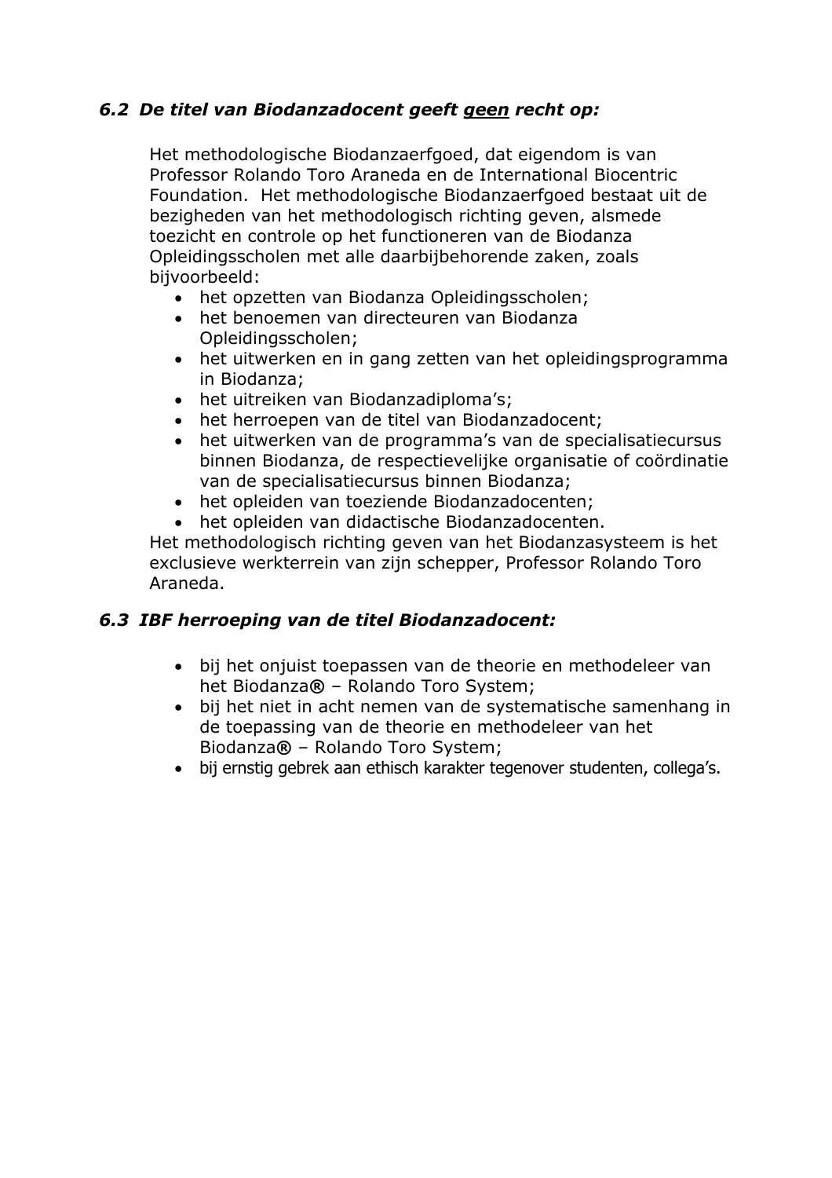### *6.2 De titel van Biodanzadocent geeft <u>geen</u> recht op:*

Het methodologische Biodanzaerfgoed, dat eigendom is van Professor Rolando Toro Araneda en de International Biocentric Foundation. Het methodologische Biodanzaerfgoed bestaat uit de bezigheden van het methodologisch richting geven, alsmede toezicht en controle op het functioneren van de Biodanza Opleidingsscholen met alle daarbijbehorende zaken, zoals bijvoorbeeld:

- het opzetten van Biodanza Opleidingsscholen;
- het benoemen van directeuren van Biodanza Opleidingsscholen;
- het uitwerken en in gang zetten van het opleidingsprogramma in Biodanza;
- het uitreiken van Biodanzadiploma's;
- het herroepen van de titel van Biodanzadocent;
- het uitwerken van de programma's van de specialisatiecursus binnen Biodanza, de respectievelijke organisatie of coördinatie van de specialisatiecursus binnen Biodanza;
- het opleiden van toeziende Biodanzadocenten;
- het opleiden van didactische Biodanzadocenten.

Het methodologisch richting geven van het Biodanzasysteem is het exclusieve werkterrein van zijn schepper, Professor Rolando Toro Araneda.

### *6.3 IBF herroeping van de titel Biodanzadocent:*

- bij het onjuist toepassen van de theorie en methodeleer van het Biodanza® – Rolando Toro System;
- bij het niet in acht nemen van de systematische samenhang in de toepassing van de theorie en methodeleer van het Biodanza® – Rolando Toro System;
- bij ernstig gebrek aan ethisch karakter tegenover studenten, collega's.